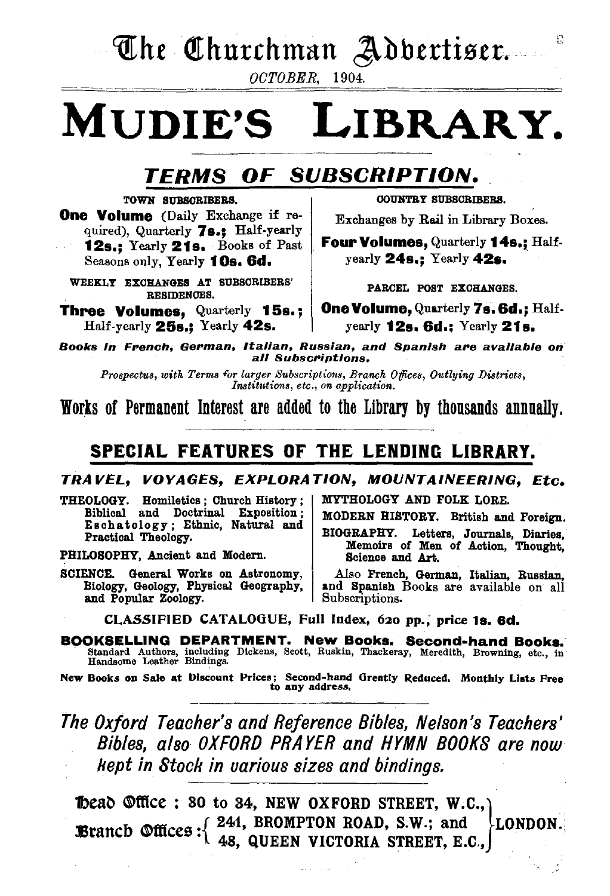# The Churchman Advertiser.

*OCTOBER*, 1904.

# MUDIE'S LIBRARY.

## *TERMS OF SUBSCRIPTION.*

TOWN SUBSCRIBERS.

**One Volume** (Daily Exchange if required), Quarterly **7s.;** Half-yearly **12s.;** Yearly **21s.** Books of Past Seasons only, Yearly **10s. 6d.**

WEEKLY EXCHANGES AT SUBSCRIBERS' RESIDENCES.

**Three Volumes,** Quarterly **15s.;** Half-yearly **25s.;** Yearly **42s.**

COUNTRY SUBSCRIBERS.

Exchanges by Rail in Library Boxes.

**Four Volumes,** Quarterly **14s.;** Half-yearly **24s.;** Yearly **42s.**

PARCEL POST EXCHANGES.

**One Volume,** Quarterly **7s. 6d.;** Half-yearly **12s. 6d.;** Yearly **21s.**

***Books in French, German, Italian, Russian, and Spanish are available on all Subscriptions.***

*Prospectus, with Terms for larger Subscriptions, Branch Offices, Outlying Districts, Institutions, etc., on application.*

**Works of Permanent Interest are added to the Library by thousands annually.**

## SPECIAL FEATURES OF THE LENDING LIBRARY.

***TRAVEL, VOYAGES, EXPLORATION, MOUNTAINEERING, Etc.***

THEOLOGY. Homiletics; Church History; Biblical and Doctrinal Exposition; Eschatology; Ethnic, Natural and Practical Theology.

PHILOSOPHY, Ancient and Modern.

SCIENCE. General Works on Astronomy, Biology, Geology, Physical Geography, and Popular Zoology.

MYTHOLOGY AND FOLK LORE.

MODERN HISTORY. British and Foreign.

BIOGRAPHY. Letters, Journals, Diaries, Memoirs of Men of Action, Thought, Science and Art.

Also French, German, Italian, Russian, and Spanish Books are available on all Subscriptions.

CLASSIFIED CATALOGUE, Full Index, 620 pp., price **1s. 6d.**

**BOOKSELLING DEPARTMENT. New Books. Second-hand Books.** Standard Authors, including Dickens, Scott, Ruskin, Thackeray, Meredith, Browning, etc., in Handsome Leather Bindings.

**New Books on Sale at Discount Prices; Second-hand Greatly Reduced. Monthly Lists Free to any address.**

*The Oxford Teacher's and Reference Bibles, Nelson's Teachers' Bibles, also OXFORD PRAYER and HYMN BOOKS are now kept in Stock in various sizes and bindings.*

**Head Office: 30 to 34, NEW OXFORD STREET, W.C.,**
**Branch Offices: 241, BROMPTON ROAD, S.W.; and 48, QUEEN VICTORIA STREET, E.C.,** LONDON.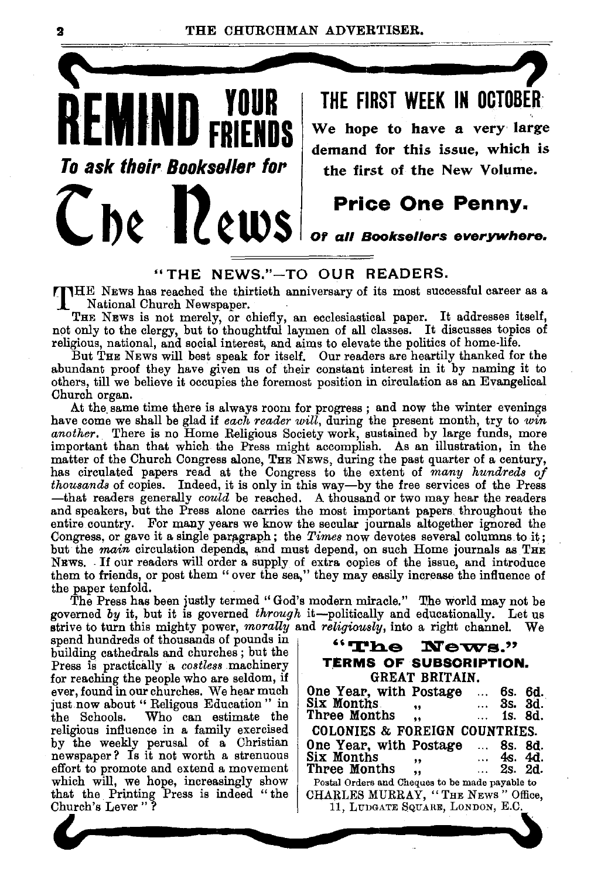# REMIND YOUR FRIENDS

*To ask their Bookseller for*

# The News

## THE FIRST WEEK IN OCTOBER

**We hope to have a very large demand for this issue, which is the first of the New Volume.**

**Price One Penny.**

***Of all Booksellers everywhere.***

## "THE NEWS."—TO OUR READERS.

THE NEWS has reached the thirtieth anniversary of its most successful career as a National Church Newspaper.

THE NEWS is not merely, or chiefly, an ecclesiastical paper. It addresses itself, not only to the clergy, but to thoughtful laymen of all classes. It discusses topics of religious, national, and social interest, and aims to elevate the politics of home-life.

But THE NEWS will best speak for itself. Our readers are heartily thanked for the abundant proof they have given us of their constant interest in it by naming it to others, till we believe it occupies the foremost position in circulation as an Evangelical Church organ.

At the same time there is always room for progress; and now the winter evenings have come we shall be glad if *each reader will*, during the present month, try to *win another*. There is no Home Religious Society work, sustained by large funds, more important than that which the Press might accomplish. As an illustration, in the matter of the Church Congress alone, THE NEWS, during the past quarter of a century, has circulated papers read at the Congress to the extent of *many hundreds of thousands* of copies. Indeed, it is only in this way—by the free services of the Press—that readers generally *could* be reached. A thousand or two may hear the readers and speakers, but the Press alone carries the most important papers throughout the entire country. For many years we know the secular journals altogether ignored the Congress, or gave it a single paragraph; the *Times* now devotes several columns to it; but the *main* circulation depends, and must depend, on such Home journals as THE NEWS. If our readers will order a supply of extra copies of the issue, and introduce them to friends, or post them "over the sea," they may easily increase the influence of the paper tenfold.

The Press has been justly termed "God's modern miracle." The world may not be governed *by* it, but it is governed *through* it—politically and educationally. Let us strive to turn this mighty power, *morally* and *religiously*, into a right channel. We spend hundreds of thousands of pounds in building cathedrals and churches; but the Press is practically a *costless* machinery for reaching the people who are seldom, if ever, found in our churches. We hear much just now about "Religous Education" in the Schools. Who can estimate the religious influence in a family exercised by the weekly perusal of a Christian newspaper? Is it not worth a strenuous effort to promote and extend a movement which will, we hope, increasingly show that the Printing Press is indeed "the Church's Lever"?

### "The News."

**TERMS OF SUBSCRIPTION.**

**GREAT BRITAIN.**

| | |
|---|---|
| One Year, with Postage | 6s. 6d. |
| Six Months ,, | 3s. 3d. |
| Three Months ,, | 1s. 8d. |

**COLONIES & FOREIGN COUNTRIES.**

| | |
|---|---|
| One Year, with Postage | 8s. 8d. |
| Six Months ,, | 4s. 4d. |
| Three Months ,, | 2s. 2d. |

Postal Orders and Cheques to be made payable to CHARLES MURRAY, "THE NEWS" Office, 11, LUDGATE SQUARE, LONDON, E.C.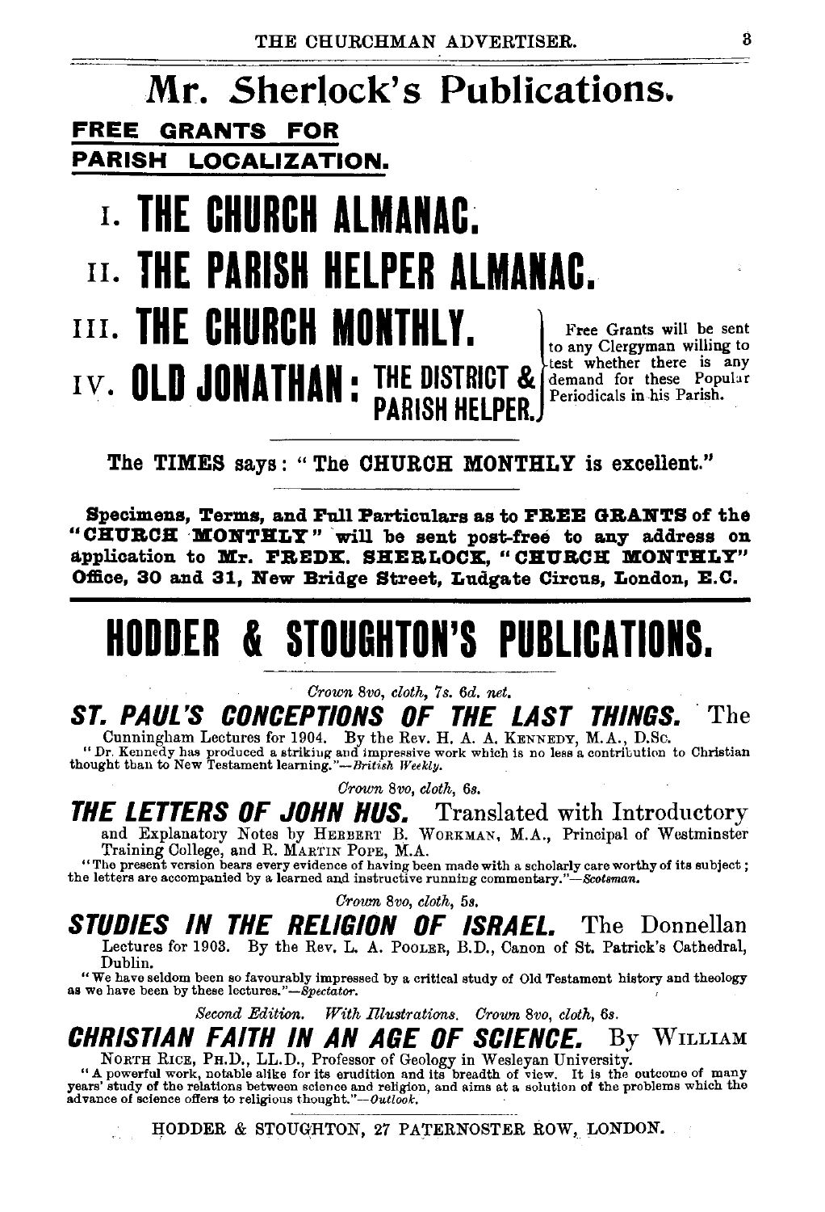# Mr. Sherlock's Publications.

**FREE GRANTS FOR PARISH LOCALIZATION.**

## I. THE CHURCH ALMANAC.

## II. THE PARISH HELPER ALMANAC.

## III. THE CHURCH MONTHLY.

## IV. OLD JONATHAN: THE DISTRICT & PARISH HELPER.

Free Grants will be sent to any Clergyman willing to test whether there is any demand for these Popular Periodicals in his Parish.

**The TIMES says: "The CHURCH MONTHLY is excellent."**

**Specimens, Terms, and Full Particulars as to FREE GRANTS of the "CHURCH MONTHLY" will be sent post-free to any address on application to Mr. FREDK. SHERLOCK, "CHURCH MONTHLY" Office, 30 and 31, New Bridge Street, Ludgate Circus, London, E.C.**

---

# HODDER & STOUGHTON'S PUBLICATIONS.

*Crown 8vo, cloth, 7s. 6d. net.*

***ST. PAUL'S CONCEPTIONS OF THE LAST THINGS.*** The Cunningham Lectures for 1904. By the Rev. H. A. A. KENNEDY, M.A., D.Sc.

"Dr. Kennedy has produced a striking and impressive work which is no less a contribution to Christian thought than to New Testament learning."—*British Weekly.*

*Crown 8vo, cloth, 6s.*

***THE LETTERS OF JOHN HUS.*** Translated with Introductory and Explanatory Notes by HERBERT B. WORKMAN, M.A., Principal of Westminster Training College, and R. MARTIN POPE, M.A.

"The present version bears every evidence of having been made with a scholarly care worthy of its subject; the letters are accompanied by a learned and instructive running commentary."—*Scotsman.*

*Crown 8vo, cloth, 5s.*

***STUDIES IN THE RELIGION OF ISRAEL.*** The Donnellan Lectures for 1903. By the Rev. L. A. POOLER, B.D., Canon of St. Patrick's Cathedral, Dublin.

"We have seldom been so favourably impressed by a critical study of Old Testament history and theology as we have been by these lectures."—*Spectator.*

*Second Edition. With Illustrations. Crown 8vo, cloth, 6s.*

***CHRISTIAN FAITH IN AN AGE OF SCIENCE.*** By WILLIAM NORTH RICE, PH.D., LL.D., Professor of Geology in Wesleyan University.

"A powerful work, notable alike for its erudition and its breadth of view. It is the outcome of many years' study of the relations between science and religion, and aims at a solution of the problems which the advance of science offers to religious thought."—*Outlook.*

HODDER & STOUGHTON, 27 PATERNOSTER ROW, LONDON.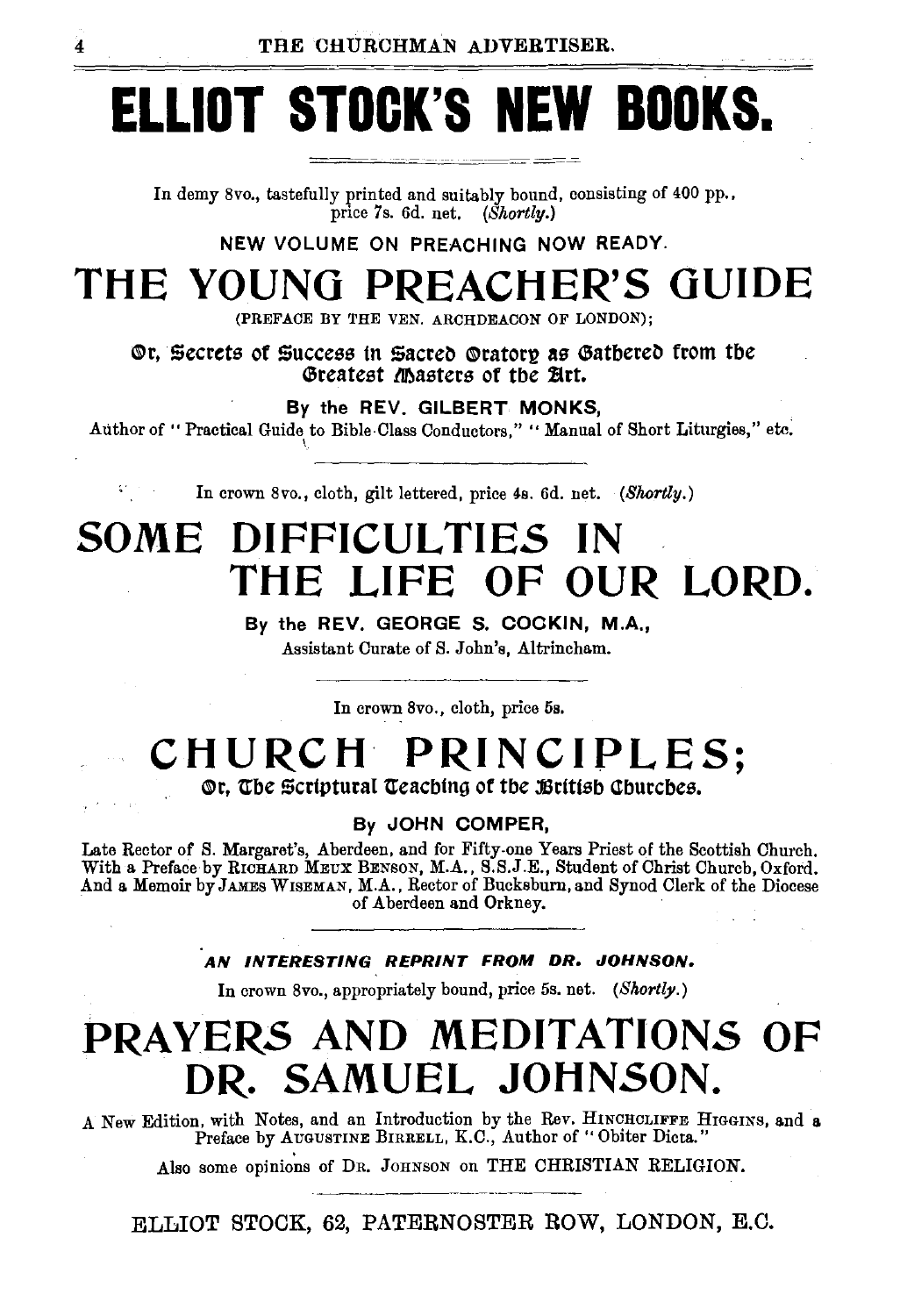# ELLIOT STOCK'S NEW BOOKS.

In demy 8vo., tastefully printed and suitably bound, consisting of 400 pp., price 7s. 6d. net. (*Shortly.*)

NEW VOLUME ON PREACHING NOW READY.

## THE YOUNG PREACHER'S GUIDE

(PREFACE BY THE VEN. ARCHDEACON OF LONDON);

**Or, Secrets of Success in Sacred Oratory as Gathered from the Greatest Masters of the Art.**

By the REV. GILBERT MONKS,

Author of "Practical Guide to Bible-Class Conductors," "Manual of Short Liturgies," etc.

---

In crown 8vo., cloth, gilt lettered, price 4s. 6d. net. (*Shortly.*)

## SOME DIFFICULTIES IN THE LIFE OF OUR LORD.

By the REV. GEORGE S. COCKIN, M.A.,

Assistant Curate of S. John's, Altrincham.

---

In crown 8vo., cloth, price 5s.

## CHURCH PRINCIPLES;

**Or, The Scriptural Teaching of the British Churches.**

By JOHN COMPER,

Late Rector of S. Margaret's, Aberdeen, and for Fifty-one Years Priest of the Scottish Church. With a Preface by RICHARD MEUX BENSON, M.A., S.S.J.E., Student of Christ Church, Oxford. And a Memoir by JAMES WISEMAN, M.A., Rector of Bucksburn, and Synod Clerk of the Diocese of Aberdeen and Orkney.

---

*AN INTERESTING REPRINT FROM DR. JOHNSON.*

In crown 8vo., appropriately bound, price 5s. net. (*Shortly.*)

## PRAYERS AND MEDITATIONS OF DR. SAMUEL JOHNSON.

A New Edition, with Notes, and an Introduction by the Rev. HINCHCLIFFE HIGGINS, and a Preface by AUGUSTINE BIRRELL, K.C., Author of "Obiter Dicta."

Also some opinions of DR. JOHNSON on THE CHRISTIAN RELIGION.

---

ELLIOT STOCK, 62, PATERNOSTER ROW, LONDON, E.C.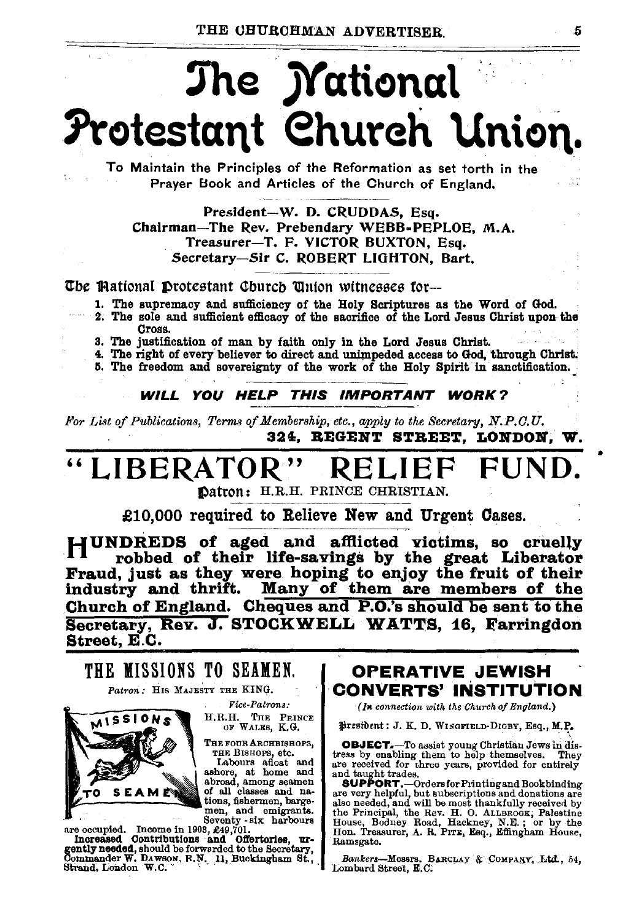# The National Protestant Church Union.

To Maintain the Principles of the Reformation as set forth in the Prayer Book and Articles of the Church of England.

President—W. D. CRUDDAS, Esq.
Chairman—The Rev. Prebendary WEBB-PEPLOE, M.A.
Treasurer—T. F. VICTOR BUXTON, Esq.
Secretary—Sir C. ROBERT LIGHTON, Bart.

The National Protestant Church Union witnesses for—

1. The supremacy and sufficiency of the Holy Scriptures as the Word of God.
2. The sole and sufficient efficacy of the sacrifice of the Lord Jesus Christ upon the Cross.
3. The justification of man by faith only in the Lord Jesus Christ.
4. The right of every believer to direct and unimpeded access to God, through Christ.
5. The freedom and sovereignty of the work of the Holy Spirit in sanctification.

***WILL YOU HELP THIS IMPORTANT WORK?***

*For List of Publications, Terms of Membership, etc., apply to the Secretary, N.P.C.U.*
**324, REGENT STREET, LONDON, W.**

# "LIBERATOR" RELIEF FUND.

Patron: H.R.H. PRINCE CHRISTIAN.

**£10,000 required to Relieve New and Urgent Cases.**

**HUNDREDS of aged and afflicted victims, so cruelly robbed of their life-savings by the great Liberator Fraud, just as they were hoping to enjoy the fruit of their industry and thrift. Many of them are members of the Church of England. Cheques and P.O.'s should be sent to the Secretary, Rev. J. STOCKWELL WATTS, 16, Farringdon Street, E.C.**

## THE MISSIONS TO SEAMEN.

*Patron:* HIS MAJESTY THE KING.

*Vice-Patrons:*
H.R.H. THE PRINCE OF WALES, K.G.
THE FOUR ARCHBISHOPS, THE BISHOPS, etc.

Labours afloat and ashore, at home and abroad, among seamen of all classes and nations, fishermen, bargemen, and emigrants. Seventy-six harbours are occupied. Income in 1903, £49,701.

**Increased Contributions and Offertories, urgently needed,** should be forwarded to the Secretary, Commander W. DAWSON, R.N., 11, Buckingham St., Strand, London W.C.

## OPERATIVE JEWISH CONVERTS' INSTITUTION

*(In connection with the Church of England.)*

President: J. K. D. WINGFIELD-DIGBY, Esq., M.P.

**OBJECT.**—To assist young Christian Jews in distress by enabling them to help themselves. They are received for three years, provided for entirely and taught trades.

**SUPPORT.**—Orders for Printing and Bookbinding are very helpful, but subscriptions and donations are also needed, and will be most thankfully received by the Principal, the Rev. H. O. ALLBROOK, Palestine House, Bodney Road, Hackney, N.E.; or by the Hon. Treasurer, A. R. PITE, Esq., Effingham House, Ramsgate.

*Bankers*—Messrs. BARCLAY & COMPANY, Ltd., 54, Lombard Street, E.C.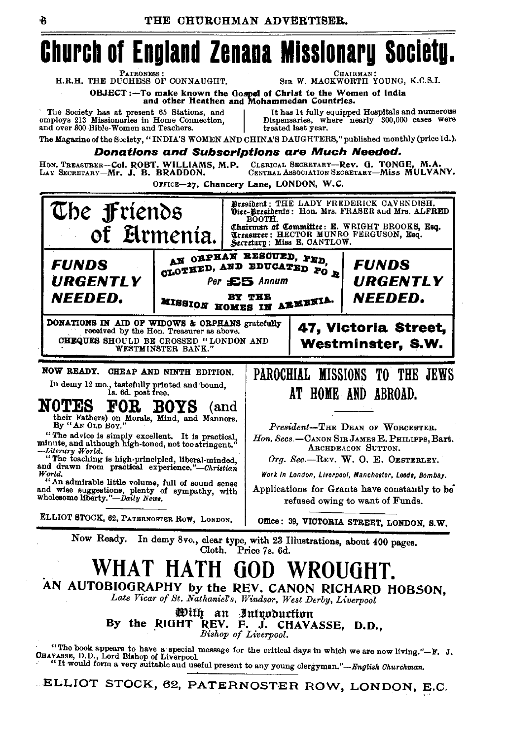# Church of England Zenana Missionary Society.

PATRONESS:
H.R.H. THE DUCHESS OF CONNAUGHT.

CHAIRMAN:
SIR W. MACKWORTH YOUNG, K.C.S.I.

**OBJECT:—To make known the Gospel of Christ to the Women of India and other Heathen and Mohammedan Countries.**

The Society has at present 65 Stations, and employs 213 Missionaries in Home Connection, and over 800 Bible-Women and Teachers.

It has 14 fully equipped Hospitals and numerous Dispensaries, where nearly 300,000 cases were treated last year.

The Magazine of the Society, "INDIA'S WOMEN AND CHINA'S DAUGHTERS," published monthly (price 1d.).

***Donations and Subscriptions are Much Needed.***

HON. TREASURER—**Col. ROBT. WILLIAMS, M.P.** CLERICAL SECRETARY—**Rev. G. TONGE, M.A.**
LAY SECRETARY—**Mr. J. B. BRADDON.** CENTRAL ASSOCIATION SECRETARY—**Miss MULVANY.**

OFFICE—**27, Chancery Lane, LONDON, W.C.**

---

# The Friends of Armenia.

**President**: THE LADY FREDERICK CAVENDISH.
**Vice-Presidents**: Hon. Mrs. FRASER and Mrs. ALFRED BOOTH.
**Chairman of Committee**: E. WRIGHT BROOKS, Esq.
**Treasurer**: HECTOR MUNRO FERGUSON, Esq.
**Secretary**: Miss E. CANTLOW.

***FUNDS URGENTLY NEEDED.***

**AN ORPHAN RESCUED, FED, CLOTHED, AND EDUCATED FOR** *Per* **£5** *Annum* **BY THE MISSION HOMES IN ARMENIA.**

***FUNDS URGENTLY NEEDED.***

**DONATIONS IN AID OF WIDOWS & ORPHANS** gratefully received by the Hon. Treasurer as above.
**CHEQUES SHOULD BE CROSSED "LONDON AND WESTMINSTER BANK."**

**47, Victoria Street, Westminster, S.W.**

---

**NOW READY. CHEAP AND NINTH EDITION.**

In demy 12 mo., tastefully printed and bound, 1s. 6d. post free.

## NOTES FOR BOYS (and

their Fathers) on Morals, Mind, and Manners. By "AN OLD BOY."

"The advice is simply excellent. It is practical, minute, and although high-toned, not too stringent."—*Literary World.*

"The teaching is high-principled, liberal-minded, and drawn from practical experience."—*Christian World.*

"An admirable little volume, full of sound sense and wise suggestions, plenty of sympathy, with wholesome liberty."—*Daily News.*

ELLIOT STOCK, 62, PATERNOSTER ROW, LONDON.

---

## PAROCHIAL MISSIONS TO THE JEWS AT HOME AND ABROAD.

*President*—THE DEAN OF WORCESTER.

*Hon. Secs.*—CANON SIR JAMES E. PHILIPPS, Bart. ARCHDEACON SUTTON.

*Org. Sec.*—REV. W. O. E. OESTERLEY.

*Work in London, Liverpool, Manchester, Leeds, Bombay.*

Applications for Grants have constantly to be refused owing to want of Funds.

Office: 39, VICTORIA STREET, LONDON, S.W.

---

Now Ready. In demy 8vo., clear type, with 23 Illustrations, about 400 pages. Cloth. Price 7s. 6d.

# WHAT HATH GOD WROUGHT.

**AN AUTOBIOGRAPHY by the REV. CANON RICHARD HOBSON,**
*Late Vicar of St. Nathaniel's, Windsor, West Derby, Liverpool*

**With an Introduction**
**By the RIGHT REV. F. J. CHAVASSE, D.D.,**
*Bishop of Liverpool.*

"The book appears to have a special message for the critical days in which we are now living."—F. J. CHAVASSE, D.D., Lord Bishop of Liverpool.

"It would form a very suitable and useful present to any young clergyman."—*English Churchman.*

ELLIOT STOCK, 62, PATERNOSTER ROW, LONDON, E.C.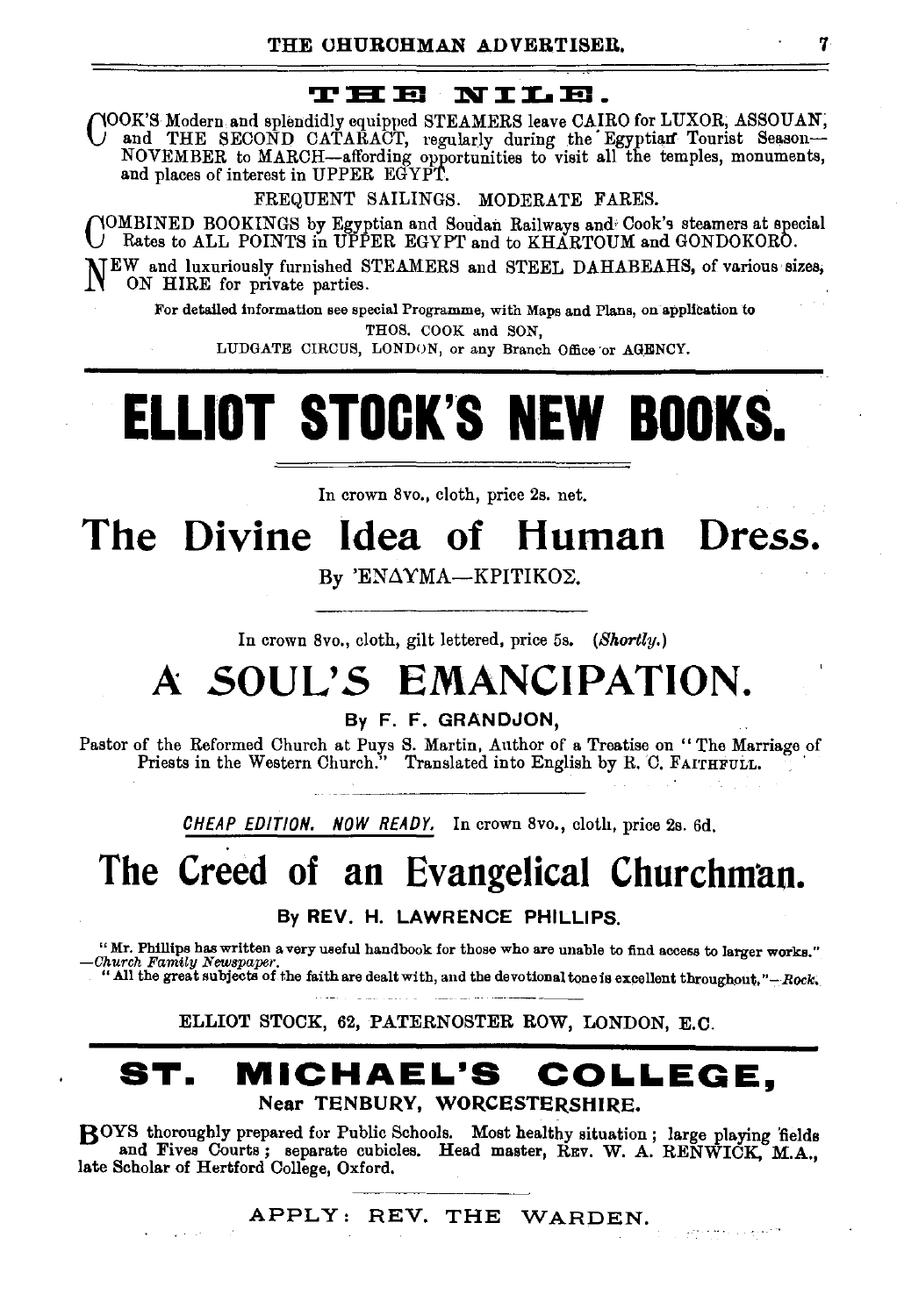## THE NILE.

COOK'S Modern and splendidly equipped STEAMERS leave CAIRO for LUXOR, ASSOUAN, and THE SECOND CATARACT, regularly during the Egyptian Tourist Season—NOVEMBER to MARCH—affording opportunities to visit all the temples, monuments, and places of interest in UPPER EGYPT.

FREQUENT SAILINGS. MODERATE FARES.

COMBINED BOOKINGS by Egyptian and Soudan Railways and Cook's steamers at special Rates to ALL POINTS in UPPER EGYPT and to KHARTOUM and GONDOKORO.

NEW and luxuriously furnished STEAMERS and STEEL DAHABEAHS, of various sizes, ON HIRE for private parties.

For detailed information see special Programme, with Maps and Plans, on application to
THOS. COOK and SON,
LUDGATE CIRCUS, LONDON, or any Branch Office or AGENCY.

# ELLIOT STOCK'S NEW BOOKS.

In crown 8vo., cloth, price 2s. net.

## The Divine Idea of Human Dress.

By 'ΕΝΔΥΜΑ—ΚΡΙΤΙΚΟΣ.

In crown 8vo., cloth, gilt lettered, price 5s. (*Shortly.*)

## A SOUL'S EMANCIPATION.

By F. F. GRANDJON,

Pastor of the Reformed Church at Puys S. Martin, Author of a Treatise on "The Marriage of Priests in the Western Church." Translated into English by R. C. FAITHFULL.

*CHEAP EDITION. NOW READY.* In crown 8vo., cloth, price 2s. 6d.

## The Creed of an Evangelical Churchman.

By REV. H. LAWRENCE PHILLIPS.

"Mr. Phillips has written a very useful handbook for those who are unable to find access to larger works."—*Church Family Newspaper.*
"All the great subjects of the faith are dealt with, and the devotional tone is excellent throughout."—*Rock.*

ELLIOT STOCK, 62, PATERNOSTER ROW, LONDON, E.C.

## ST. MICHAEL'S COLLEGE,

Near TENBURY, WORCESTERSHIRE.

BOYS thoroughly prepared for Public Schools. Most healthy situation; large playing fields and Fives Courts; separate cubicles. Head master, REV. W. A. RENWICK, M.A., late Scholar of Hertford College, Oxford.

APPLY: REV. THE WARDEN.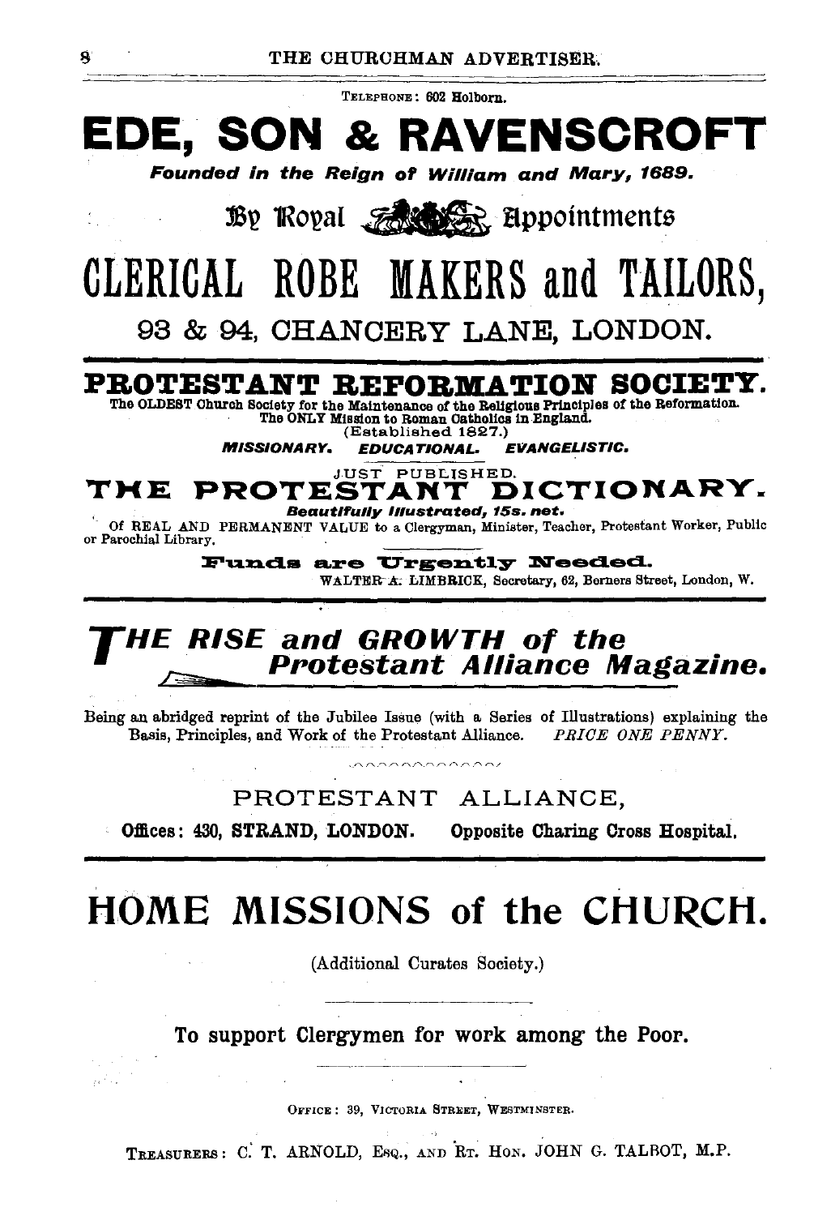TELEPHONE: 602 Holborn.

# EDE, SON & RAVENSCROFT

***Founded in the Reign of William and Mary, 1689.***

By Royal Appointments

# CLERICAL ROBE MAKERS and TAILORS,

## 93 & 94, CHANCERY LANE, LONDON.

---

# PROTESTANT REFORMATION SOCIETY.

**The OLDEST Church Society for the Maintenance of the Religious Principles of the Reformation.**
**The ONLY Mission to Roman Catholics in England.**
(Established 1827.)

***MISSIONARY. EDUCATIONAL. EVANGELISTIC.***

JUST PUBLISHED.

## THE PROTESTANT DICTIONARY.

***Beautifully Illustrated, 15s. net.***

Of REAL AND PERMANENT VALUE to a Clergyman, Minister, Teacher, Protestant Worker, Public or Parochial Library.

**Funds are Urgently Needed.**

WALTER A. LIMBRICK, Secretary, 62, Berners Street, London, W.

---

# *THE RISE and GROWTH of the Protestant Alliance Magazine.*

Being an abridged reprint of the Jubilee Issue (with a Series of Illustrations) explaining the Basis, Principles, and Work of the Protestant Alliance. *PRICE ONE PENNY.*

PROTESTANT ALLIANCE,

**Offices: 430, STRAND, LONDON. Opposite Charing Cross Hospital.**

---

# HOME MISSIONS of the CHURCH.

(Additional Curates Society.)

**To support Clergymen for work among the Poor.**

OFFICE: 39, VICTORIA STREET, WESTMINSTER.

TREASURERS: C. T. ARNOLD, ESQ., AND RT. HON. JOHN G. TALBOT, M.P.